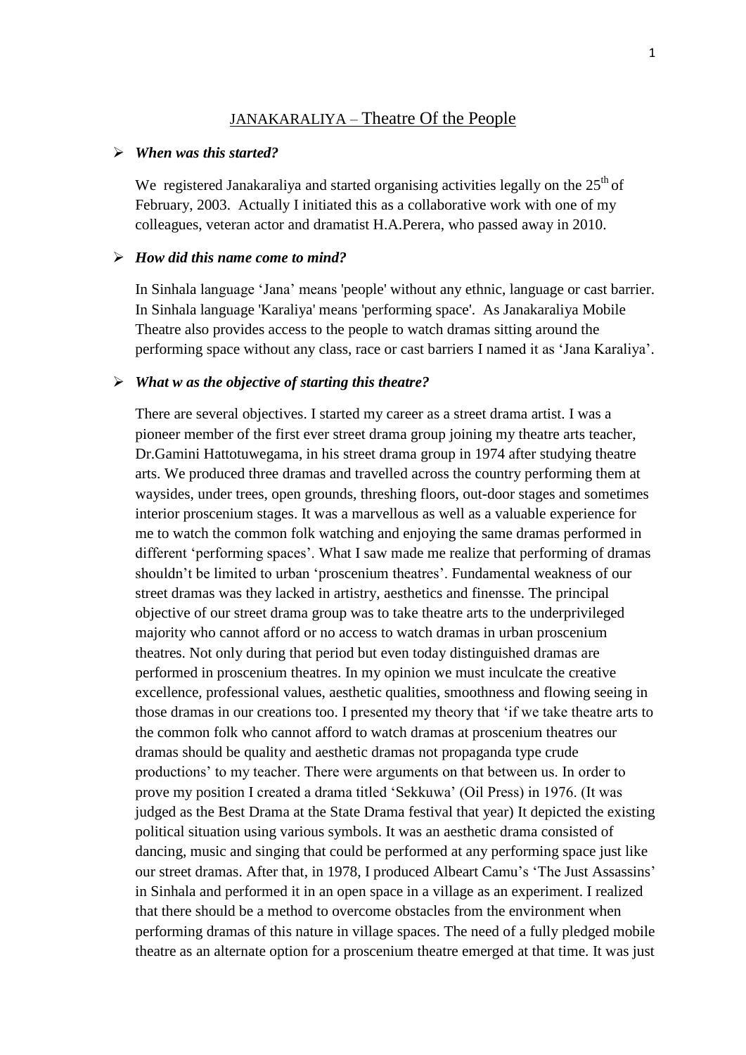## JANAKARALIYA – Theatre Of the People

- ***When was this started?***

We registered Janakaraliya and started organising activities legally on the 25th of February, 2003. Actually I initiated this as a collaborative work with one of my colleagues, veteran actor and dramatist H.A.Perera, who passed away in 2010.

- ***How did this name come to mind?***

In Sinhala language 'Jana' means 'people' without any ethnic, language or cast barrier. In Sinhala language 'Karaliya' means 'performing space'. As Janakaraliya Mobile Theatre also provides access to the people to watch dramas sitting around the performing space without any class, race or cast barriers I named it as 'Jana Karaliya'.

- ***What w as the objective of starting this theatre?***

There are several objectives. I started my career as a street drama artist. I was a pioneer member of the first ever street drama group joining my theatre arts teacher, Dr.Gamini Hattotuwegama, in his street drama group in 1974 after studying theatre arts. We produced three dramas and travelled across the country performing them at waysides, under trees, open grounds, threshing floors, out-door stages and sometimes interior proscenium stages. It was a marvellous as well as a valuable experience for me to watch the common folk watching and enjoying the same dramas performed in different 'performing spaces'. What I saw made me realize that performing of dramas shouldn't be limited to urban 'proscenium theatres'. Fundamental weakness of our street dramas was they lacked in artistry, aesthetics and finensse. The principal objective of our street drama group was to take theatre arts to the underprivileged majority who cannot afford or no access to watch dramas in urban proscenium theatres. Not only during that period but even today distinguished dramas are performed in proscenium theatres. In my opinion we must inculcate the creative excellence, professional values, aesthetic qualities, smoothness and flowing seeing in those dramas in our creations too. I presented my theory that 'if we take theatre arts to the common folk who cannot afford to watch dramas at proscenium theatres our dramas should be quality and aesthetic dramas not propaganda type crude productions' to my teacher. There were arguments on that between us. In order to prove my position I created a drama titled 'Sekkuwa' (Oil Press) in 1976. (It was judged as the Best Drama at the State Drama festival that year) It depicted the existing political situation using various symbols. It was an aesthetic drama consisted of dancing, music and singing that could be performed at any performing space just like our street dramas. After that, in 1978, I produced Albeart Camu's 'The Just Assassins' in Sinhala and performed it in an open space in a village as an experiment. I realized that there should be a method to overcome obstacles from the environment when performing dramas of this nature in village spaces. The need of a fully pledged mobile theatre as an alternate option for a proscenium theatre emerged at that time. It was just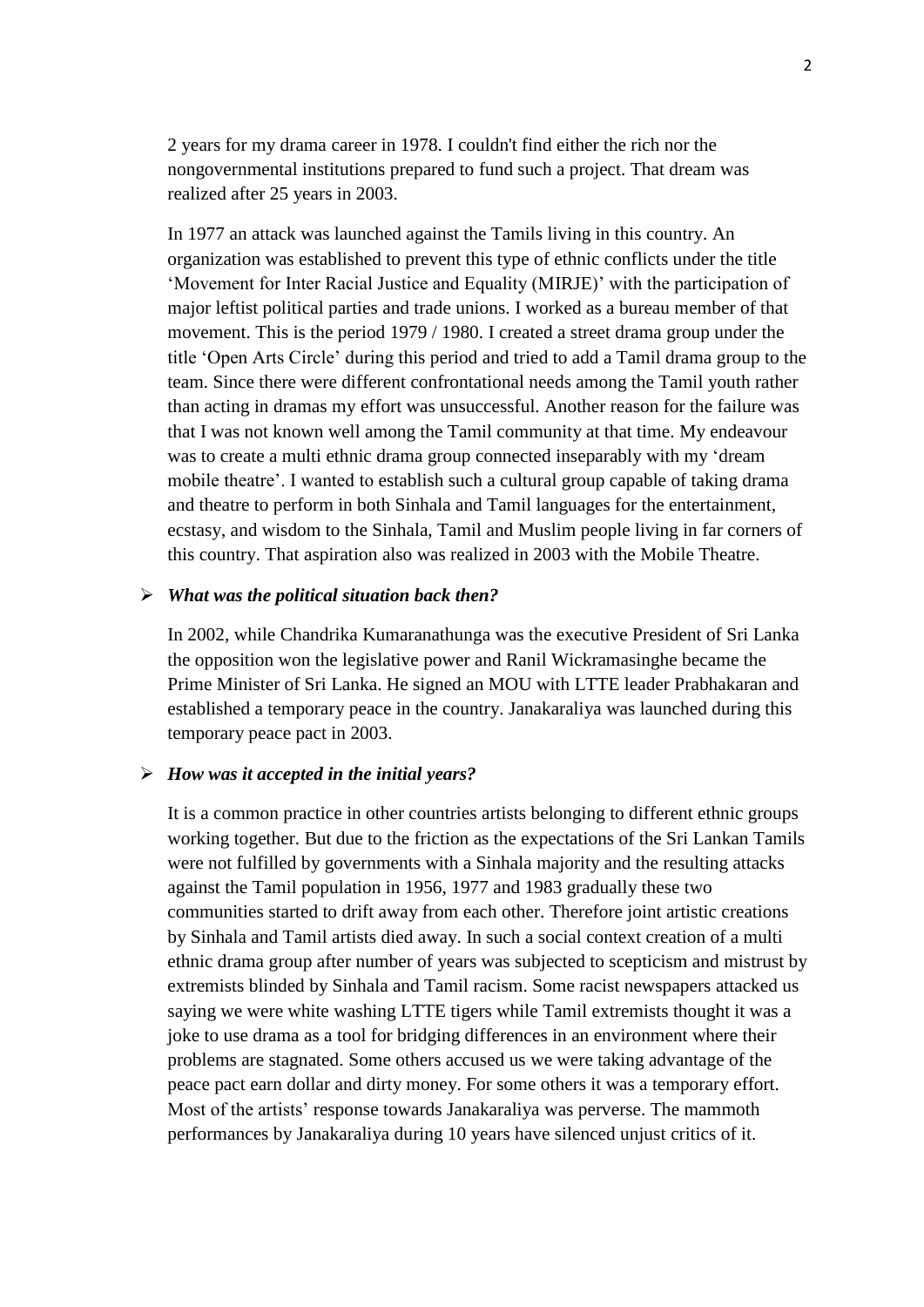2 years for my drama career in 1978. I couldn't find either the rich nor the nongovernmental institutions prepared to fund such a project. That dream was realized after 25 years in 2003.

In 1977 an attack was launched against the Tamils living in this country. An organization was established to prevent this type of ethnic conflicts under the title 'Movement for Inter Racial Justice and Equality (MIRJE)' with the participation of major leftist political parties and trade unions. I worked as a bureau member of that movement. This is the period 1979 / 1980. I created a street drama group under the title 'Open Arts Circle' during this period and tried to add a Tamil drama group to the team. Since there were different confrontational needs among the Tamil youth rather than acting in dramas my effort was unsuccessful. Another reason for the failure was that I was not known well among the Tamil community at that time. My endeavour was to create a multi ethnic drama group connected inseparably with my 'dream mobile theatre'. I wanted to establish such a cultural group capable of taking drama and theatre to perform in both Sinhala and Tamil languages for the entertainment, ecstasy, and wisdom to the Sinhala, Tamil and Muslim people living in far corners of this country. That aspiration also was realized in 2003 with the Mobile Theatre.

- ***What was the political situation back then?***

In 2002, while Chandrika Kumaranathunga was the executive President of Sri Lanka the opposition won the legislative power and Ranil Wickramasinghe became the Prime Minister of Sri Lanka. He signed an MOU with LTTE leader Prabhakaran and established a temporary peace in the country. Janakaraliya was launched during this temporary peace pact in 2003.

- ***How was it accepted in the initial years?***

It is a common practice in other countries artists belonging to different ethnic groups working together. But due to the friction as the expectations of the Sri Lankan Tamils were not fulfilled by governments with a Sinhala majority and the resulting attacks against the Tamil population in 1956, 1977 and 1983 gradually these two communities started to drift away from each other. Therefore joint artistic creations by Sinhala and Tamil artists died away. In such a social context creation of a multi ethnic drama group after number of years was subjected to scepticism and mistrust by extremists blinded by Sinhala and Tamil racism. Some racist newspapers attacked us saying we were white washing LTTE tigers while Tamil extremists thought it was a joke to use drama as a tool for bridging differences in an environment where their problems are stagnated. Some others accused us we were taking advantage of the peace pact earn dollar and dirty money. For some others it was a temporary effort. Most of the artists' response towards Janakaraliya was perverse. The mammoth performances by Janakaraliya during 10 years have silenced unjust critics of it.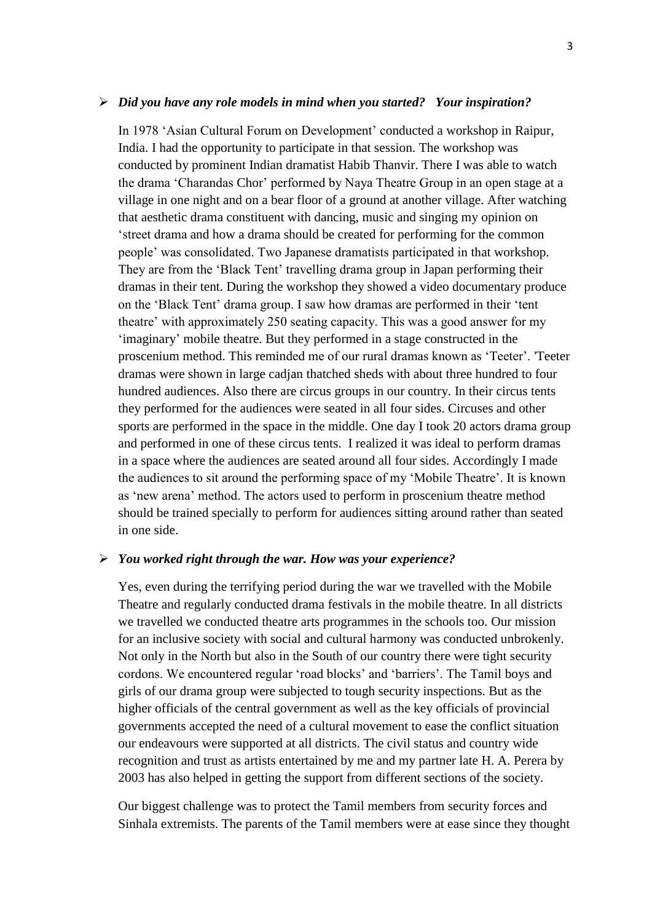- ***Did you have any role models in mind when you started? Your inspiration?***

  In 1978 'Asian Cultural Forum on Development' conducted a workshop in Raipur, India. I had the opportunity to participate in that session. The workshop was conducted by prominent Indian dramatist Habib Thanvir. There I was able to watch the drama 'Charandas Chor' performed by Naya Theatre Group in an open stage at a village in one night and on a bear floor of a ground at another village. After watching that aesthetic drama constituent with dancing, music and singing my opinion on 'street drama and how a drama should be created for performing for the common people' was consolidated. Two Japanese dramatists participated in that workshop. They are from the 'Black Tent' travelling drama group in Japan performing their dramas in their tent. During the workshop they showed a video documentary produce on the 'Black Tent' drama group. I saw how dramas are performed in their 'tent theatre' with approximately 250 seating capacity. This was a good answer for my 'imaginary' mobile theatre. But they performed in a stage constructed in the proscenium method. This reminded me of our rural dramas known as 'Teeter'. 'Teeter dramas were shown in large cadjan thatched sheds with about three hundred to four hundred audiences. Also there are circus groups in our country. In their circus tents they performed for the audiences were seated in all four sides. Circuses and other sports are performed in the space in the middle. One day I took 20 actors drama group and performed in one of these circus tents. I realized it was ideal to perform dramas in a space where the audiences are seated around all four sides. Accordingly I made the audiences to sit around the performing space of my 'Mobile Theatre'. It is known as 'new arena' method. The actors used to perform in proscenium theatre method should be trained specially to perform for audiences sitting around rather than seated in one side.

- ***You worked right through the war. How was your experience?***

  Yes, even during the terrifying period during the war we travelled with the Mobile Theatre and regularly conducted drama festivals in the mobile theatre. In all districts we travelled we conducted theatre arts programmes in the schools too. Our mission for an inclusive society with social and cultural harmony was conducted unbrokenly. Not only in the North but also in the South of our country there were tight security cordons. We encountered regular 'road blocks' and 'barriers'. The Tamil boys and girls of our drama group were subjected to tough security inspections. But as the higher officials of the central government as well as the key officials of provincial governments accepted the need of a cultural movement to ease the conflict situation our endeavours were supported at all districts. The civil status and country wide recognition and trust as artists entertained by me and my partner late H. A. Perera by 2003 has also helped in getting the support from different sections of the society.

  Our biggest challenge was to protect the Tamil members from security forces and Sinhala extremists. The parents of the Tamil members were at ease since they thought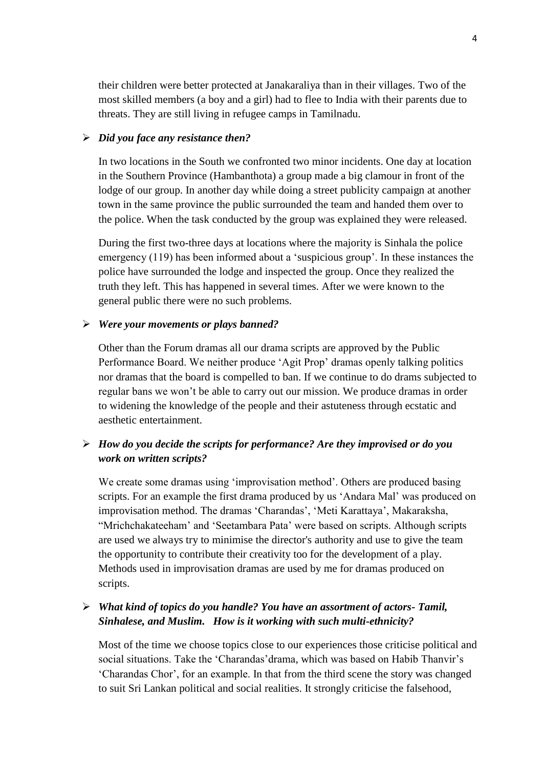their children were better protected at Janakaraliya than in their villages. Two of the most skilled members (a boy and a girl) had to flee to India with their parents due to threats. They are still living in refugee camps in Tamilnadu.

- ***Did you face any resistance then?***

In two locations in the South we confronted two minor incidents. One day at location in the Southern Province (Hambanthota) a group made a big clamour in front of the lodge of our group. In another day while doing a street publicity campaign at another town in the same province the public surrounded the team and handed them over to the police. When the task conducted by the group was explained they were released.

During the first two-three days at locations where the majority is Sinhala the police emergency (119) has been informed about a 'suspicious group'. In these instances the police have surrounded the lodge and inspected the group. Once they realized the truth they left. This has happened in several times. After we were known to the general public there were no such problems.

- ***Were your movements or plays banned?***

Other than the Forum dramas all our drama scripts are approved by the Public Performance Board. We neither produce 'Agit Prop' dramas openly talking politics nor dramas that the board is compelled to ban. If we continue to do drams subjected to regular bans we won't be able to carry out our mission. We produce dramas in order to widening the knowledge of the people and their astuteness through ecstatic and aesthetic entertainment.

- ***How do you decide the scripts for performance? Are they improvised or do you work on written scripts?***

We create some dramas using 'improvisation method'. Others are produced basing scripts. For an example the first drama produced by us 'Andara Mal' was produced on improvisation method. The dramas 'Charandas', 'Meti Karattaya', Makaraksha, "Mrichchakateeham" and 'Seetambara Pata' were based on scripts. Although scripts are used we always try to minimise the director's authority and use to give the team the opportunity to contribute their creativity too for the development of a play. Methods used in improvisation dramas are used by me for dramas produced on scripts.

- ***What kind of topics do you handle? You have an assortment of actors- Tamil, Sinhalese, and Muslim. How is it working with such multi-ethnicity?***

Most of the time we choose topics close to our experiences those criticise political and social situations. Take the 'Charandas'drama, which was based on Habib Thanvir's 'Charandas Chor', for an example. In that from the third scene the story was changed to suit Sri Lankan political and social realities. It strongly criticise the falsehood,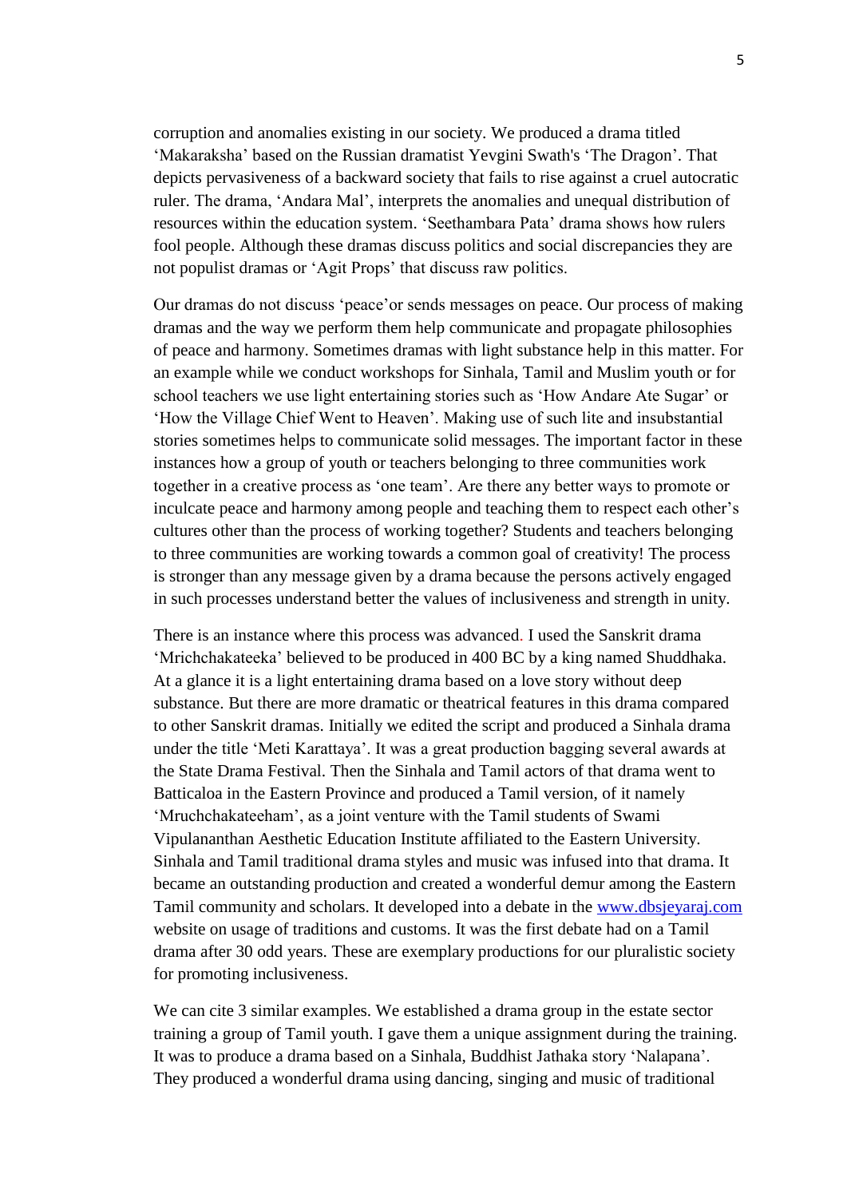corruption and anomalies existing in our society. We produced a drama titled 'Makaraksha' based on the Russian dramatist Yevgini Swath's 'The Dragon'. That depicts pervasiveness of a backward society that fails to rise against a cruel autocratic ruler. The drama, 'Andara Mal', interprets the anomalies and unequal distribution of resources within the education system. 'Seethambara Pata' drama shows how rulers fool people. Although these dramas discuss politics and social discrepancies they are not populist dramas or 'Agit Props' that discuss raw politics.

Our dramas do not discuss 'peace'or sends messages on peace. Our process of making dramas and the way we perform them help communicate and propagate philosophies of peace and harmony. Sometimes dramas with light substance help in this matter. For an example while we conduct workshops for Sinhala, Tamil and Muslim youth or for school teachers we use light entertaining stories such as 'How Andare Ate Sugar' or 'How the Village Chief Went to Heaven'. Making use of such lite and insubstantial stories sometimes helps to communicate solid messages. The important factor in these instances how a group of youth or teachers belonging to three communities work together in a creative process as 'one team'. Are there any better ways to promote or inculcate peace and harmony among people and teaching them to respect each other's cultures other than the process of working together? Students and teachers belonging to three communities are working towards a common goal of creativity! The process is stronger than any message given by a drama because the persons actively engaged in such processes understand better the values of inclusiveness and strength in unity.

There is an instance where this process was advanced. I used the Sanskrit drama 'Mrichchakateeka' believed to be produced in 400 BC by a king named Shuddhaka. At a glance it is a light entertaining drama based on a love story without deep substance. But there are more dramatic or theatrical features in this drama compared to other Sanskrit dramas. Initially we edited the script and produced a Sinhala drama under the title 'Meti Karattaya'. It was a great production bagging several awards at the State Drama Festival. Then the Sinhala and Tamil actors of that drama went to Batticaloa in the Eastern Province and produced a Tamil version, of it namely 'Mruchchakateeham', as a joint venture with the Tamil students of Swami Vipulananthan Aesthetic Education Institute affiliated to the Eastern University. Sinhala and Tamil traditional drama styles and music was infused into that drama. It became an outstanding production and created a wonderful demur among the Eastern Tamil community and scholars. It developed into a debate in the www.dbsjeyaraj.com website on usage of traditions and customs. It was the first debate had on a Tamil drama after 30 odd years. These are exemplary productions for our pluralistic society for promoting inclusiveness.

We can cite 3 similar examples. We established a drama group in the estate sector training a group of Tamil youth. I gave them a unique assignment during the training. It was to produce a drama based on a Sinhala, Buddhist Jathaka story 'Nalapana'. They produced a wonderful drama using dancing, singing and music of traditional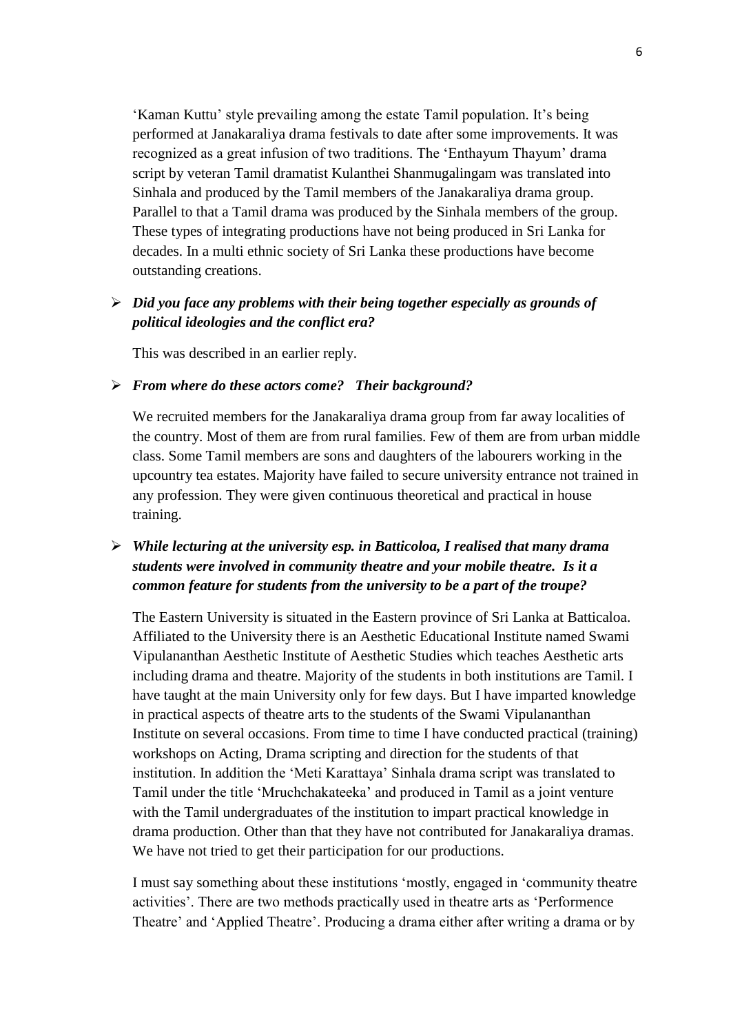'Kaman Kuttu' style prevailing among the estate Tamil population. It's being performed at Janakaraliya drama festivals to date after some improvements. It was recognized as a great infusion of two traditions. The 'Enthayum Thayum' drama script by veteran Tamil dramatist Kulanthei Shanmugalingam was translated into Sinhala and produced by the Tamil members of the Janakaraliya drama group. Parallel to that a Tamil drama was produced by the Sinhala members of the group. These types of integrating productions have not being produced in Sri Lanka for decades. In a multi ethnic society of Sri Lanka these productions have become outstanding creations.

- ***Did you face any problems with their being together especially as grounds of political ideologies and the conflict era?***

  This was described in an earlier reply.

- ***From where do these actors come? Their background?***

  We recruited members for the Janakaraliya drama group from far away localities of the country. Most of them are from rural families. Few of them are from urban middle class. Some Tamil members are sons and daughters of the labourers working in the upcountry tea estates. Majority have failed to secure university entrance not trained in any profession. They were given continuous theoretical and practical in house training.

- ***While lecturing at the university esp. in Batticoloa, I realised that many drama students were involved in community theatre and your mobile theatre. Is it a common feature for students from the university to be a part of the troupe?***

  The Eastern University is situated in the Eastern province of Sri Lanka at Batticaloa. Affiliated to the University there is an Aesthetic Educational Institute named Swami Vipulananthan Aesthetic Institute of Aesthetic Studies which teaches Aesthetic arts including drama and theatre. Majority of the students in both institutions are Tamil. I have taught at the main University only for few days. But I have imparted knowledge in practical aspects of theatre arts to the students of the Swami Vipulananthan Institute on several occasions. From time to time I have conducted practical (training) workshops on Acting, Drama scripting and direction for the students of that institution. In addition the 'Meti Karattaya' Sinhala drama script was translated to Tamil under the title 'Mruchchakateeka' and produced in Tamil as a joint venture with the Tamil undergraduates of the institution to impart practical knowledge in drama production. Other than that they have not contributed for Janakaraliya dramas. We have not tried to get their participation for our productions.

  I must say something about these institutions 'mostly, engaged in 'community theatre activities'. There are two methods practically used in theatre arts as 'Performence Theatre' and 'Applied Theatre'. Producing a drama either after writing a drama or by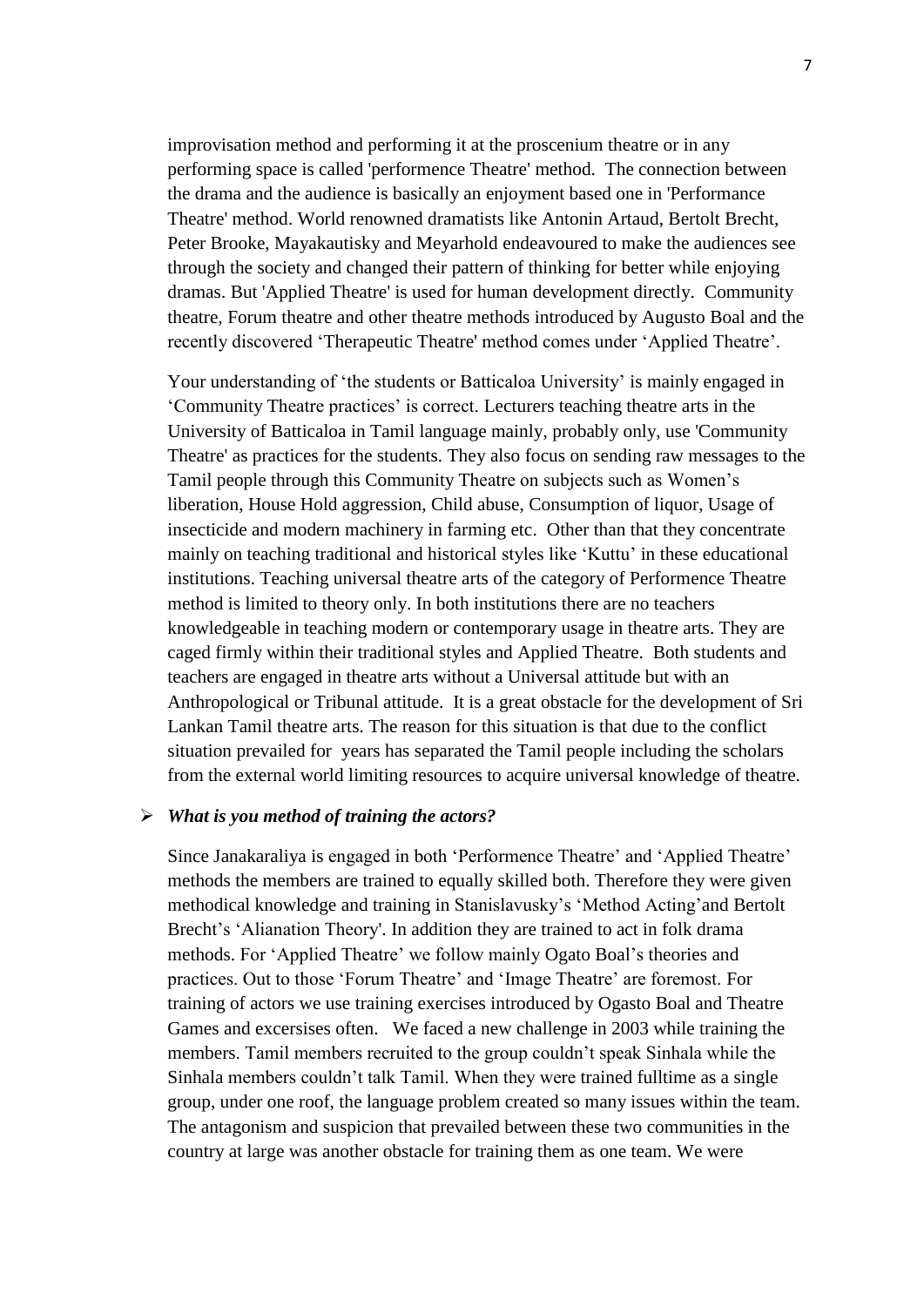improvisation method and performing it at the proscenium theatre or in any performing space is called 'performence Theatre' method. The connection between the drama and the audience is basically an enjoyment based one in 'Performance Theatre' method. World renowned dramatists like Antonin Artaud, Bertolt Brecht, Peter Brooke, Mayakautisky and Meyarhold endeavoured to make the audiences see through the society and changed their pattern of thinking for better while enjoying dramas. But 'Applied Theatre' is used for human development directly. Community theatre, Forum theatre and other theatre methods introduced by Augusto Boal and the recently discovered 'Therapeutic Theatre' method comes under 'Applied Theatre'.

Your understanding of 'the students or Batticaloa University' is mainly engaged in 'Community Theatre practices' is correct. Lecturers teaching theatre arts in the University of Batticaloa in Tamil language mainly, probably only, use 'Community Theatre' as practices for the students. They also focus on sending raw messages to the Tamil people through this Community Theatre on subjects such as Women's liberation, House Hold aggression, Child abuse, Consumption of liquor, Usage of insecticide and modern machinery in farming etc. Other than that they concentrate mainly on teaching traditional and historical styles like 'Kuttu' in these educational institutions. Teaching universal theatre arts of the category of Performence Theatre method is limited to theory only. In both institutions there are no teachers knowledgeable in teaching modern or contemporary usage in theatre arts. They are caged firmly within their traditional styles and Applied Theatre. Both students and teachers are engaged in theatre arts without a Universal attitude but with an Anthropological or Tribunal attitude. It is a great obstacle for the development of Sri Lankan Tamil theatre arts. The reason for this situation is that due to the conflict situation prevailed for years has separated the Tamil people including the scholars from the external world limiting resources to acquire universal knowledge of theatre.

- ***What is you method of training the actors?***

Since Janakaraliya is engaged in both 'Performence Theatre' and 'Applied Theatre' methods the members are trained to equally skilled both. Therefore they were given methodical knowledge and training in Stanislavusky's 'Method Acting'and Bertolt Brecht's 'Alianation Theory'. In addition they are trained to act in folk drama methods. For 'Applied Theatre' we follow mainly Ogato Boal's theories and practices. Out to those 'Forum Theatre' and 'Image Theatre' are foremost. For training of actors we use training exercises introduced by Ogasto Boal and Theatre Games and excersises often. We faced a new challenge in 2003 while training the members. Tamil members recruited to the group couldn't speak Sinhala while the Sinhala members couldn't talk Tamil. When they were trained fulltime as a single group, under one roof, the language problem created so many issues within the team. The antagonism and suspicion that prevailed between these two communities in the country at large was another obstacle for training them as one team. We were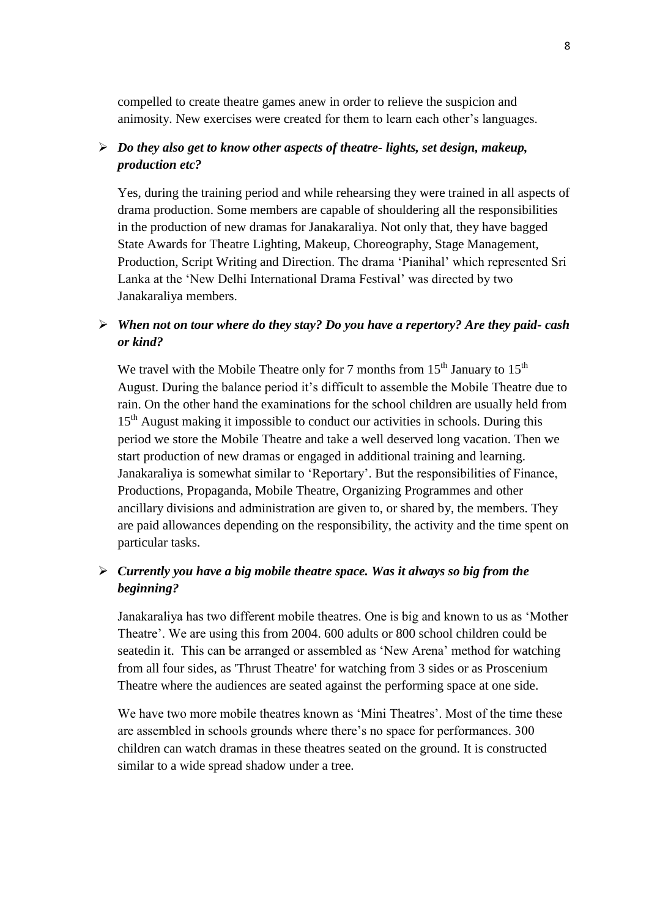compelled to create theatre games anew in order to relieve the suspicion and animosity. New exercises were created for them to learn each other's languages.

- ***Do they also get to know other aspects of theatre- lights, set design, makeup, production etc?***

  Yes, during the training period and while rehearsing they were trained in all aspects of drama production. Some members are capable of shouldering all the responsibilities in the production of new dramas for Janakaraliya. Not only that, they have bagged State Awards for Theatre Lighting, Makeup, Choreography, Stage Management, Production, Script Writing and Direction. The drama 'Pianihal' which represented Sri Lanka at the 'New Delhi International Drama Festival' was directed by two Janakaraliya members.

- ***When not on tour where do they stay? Do you have a repertory? Are they paid- cash or kind?***

  We travel with the Mobile Theatre only for 7 months from 15th January to 15th August. During the balance period it's difficult to assemble the Mobile Theatre due to rain. On the other hand the examinations for the school children are usually held from 15th August making it impossible to conduct our activities in schools. During this period we store the Mobile Theatre and take a well deserved long vacation. Then we start production of new dramas or engaged in additional training and learning. Janakaraliya is somewhat similar to 'Reportary'. But the responsibilities of Finance, Productions, Propaganda, Mobile Theatre, Organizing Programmes and other ancillary divisions and administration are given to, or shared by, the members. They are paid allowances depending on the responsibility, the activity and the time spent on particular tasks.

- ***Currently you have a big mobile theatre space. Was it always so big from the beginning?***

  Janakaraliya has two different mobile theatres. One is big and known to us as 'Mother Theatre'. We are using this from 2004. 600 adults or 800 school children could be seatedin it. This can be arranged or assembled as 'New Arena' method for watching from all four sides, as 'Thrust Theatre' for watching from 3 sides or as Proscenium Theatre where the audiences are seated against the performing space at one side.

  We have two more mobile theatres known as 'Mini Theatres'. Most of the time these are assembled in schools grounds where there's no space for performances. 300 children can watch dramas in these theatres seated on the ground. It is constructed similar to a wide spread shadow under a tree.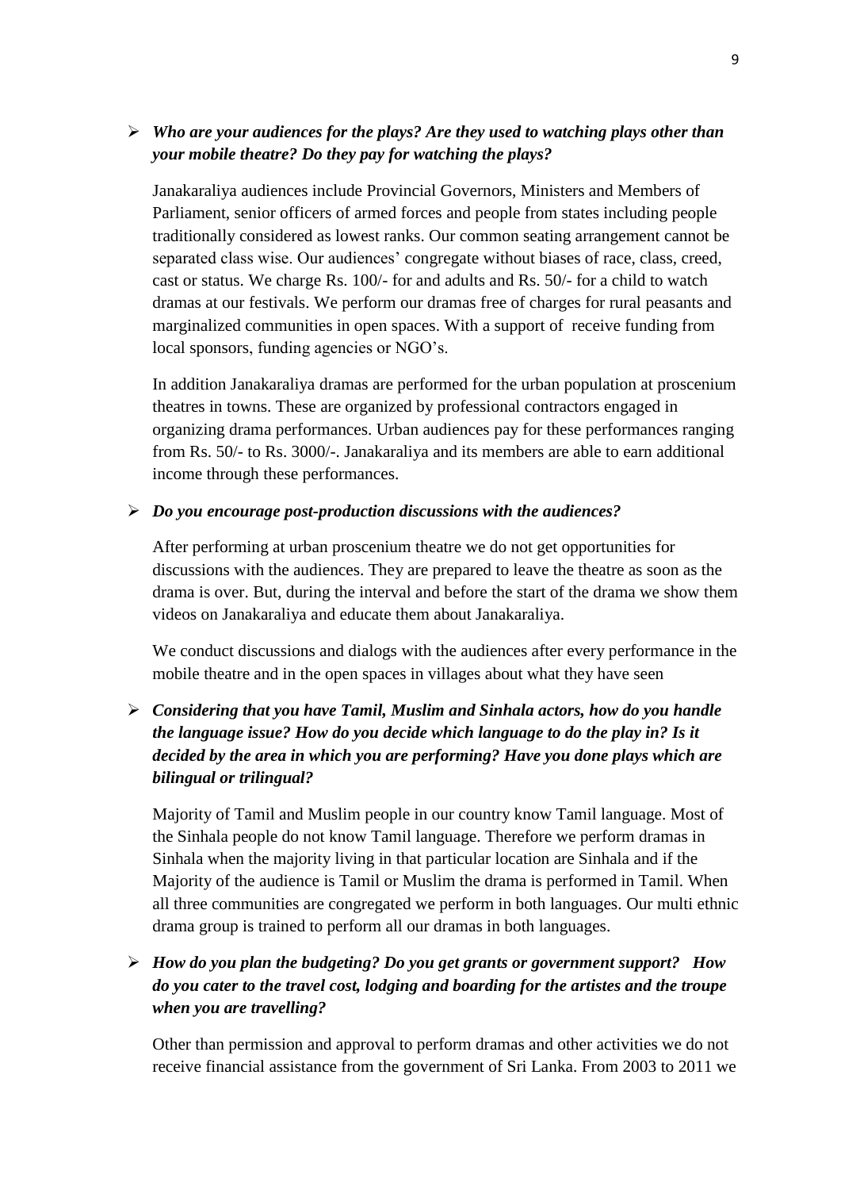- ***Who are your audiences for the plays? Are they used to watching plays other than your mobile theatre? Do they pay for watching the plays?***

  Janakaraliya audiences include Provincial Governors, Ministers and Members of Parliament, senior officers of armed forces and people from states including people traditionally considered as lowest ranks. Our common seating arrangement cannot be separated class wise. Our audiences' congregate without biases of race, class, creed, cast or status. We charge Rs. 100/- for and adults and Rs. 50/- for a child to watch dramas at our festivals. We perform our dramas free of charges for rural peasants and marginalized communities in open spaces. With a support of receive funding from local sponsors, funding agencies or NGO's.

  In addition Janakaraliya dramas are performed for the urban population at proscenium theatres in towns. These are organized by professional contractors engaged in organizing drama performances. Urban audiences pay for these performances ranging from Rs. 50/- to Rs. 3000/-. Janakaraliya and its members are able to earn additional income through these performances.

- ***Do you encourage post-production discussions with the audiences?***

  After performing at urban proscenium theatre we do not get opportunities for discussions with the audiences. They are prepared to leave the theatre as soon as the drama is over. But, during the interval and before the start of the drama we show them videos on Janakaraliya and educate them about Janakaraliya.

  We conduct discussions and dialogs with the audiences after every performance in the mobile theatre and in the open spaces in villages about what they have seen

- ***Considering that you have Tamil, Muslim and Sinhala actors, how do you handle the language issue? How do you decide which language to do the play in? Is it decided by the area in which you are performing? Have you done plays which are bilingual or trilingual?***

  Majority of Tamil and Muslim people in our country know Tamil language. Most of the Sinhala people do not know Tamil language. Therefore we perform dramas in Sinhala when the majority living in that particular location are Sinhala and if the Majority of the audience is Tamil or Muslim the drama is performed in Tamil. When all three communities are congregated we perform in both languages. Our multi ethnic drama group is trained to perform all our dramas in both languages.

- ***How do you plan the budgeting? Do you get grants or government support? How do you cater to the travel cost, lodging and boarding for the artistes and the troupe when you are travelling?***

  Other than permission and approval to perform dramas and other activities we do not receive financial assistance from the government of Sri Lanka. From 2003 to 2011 we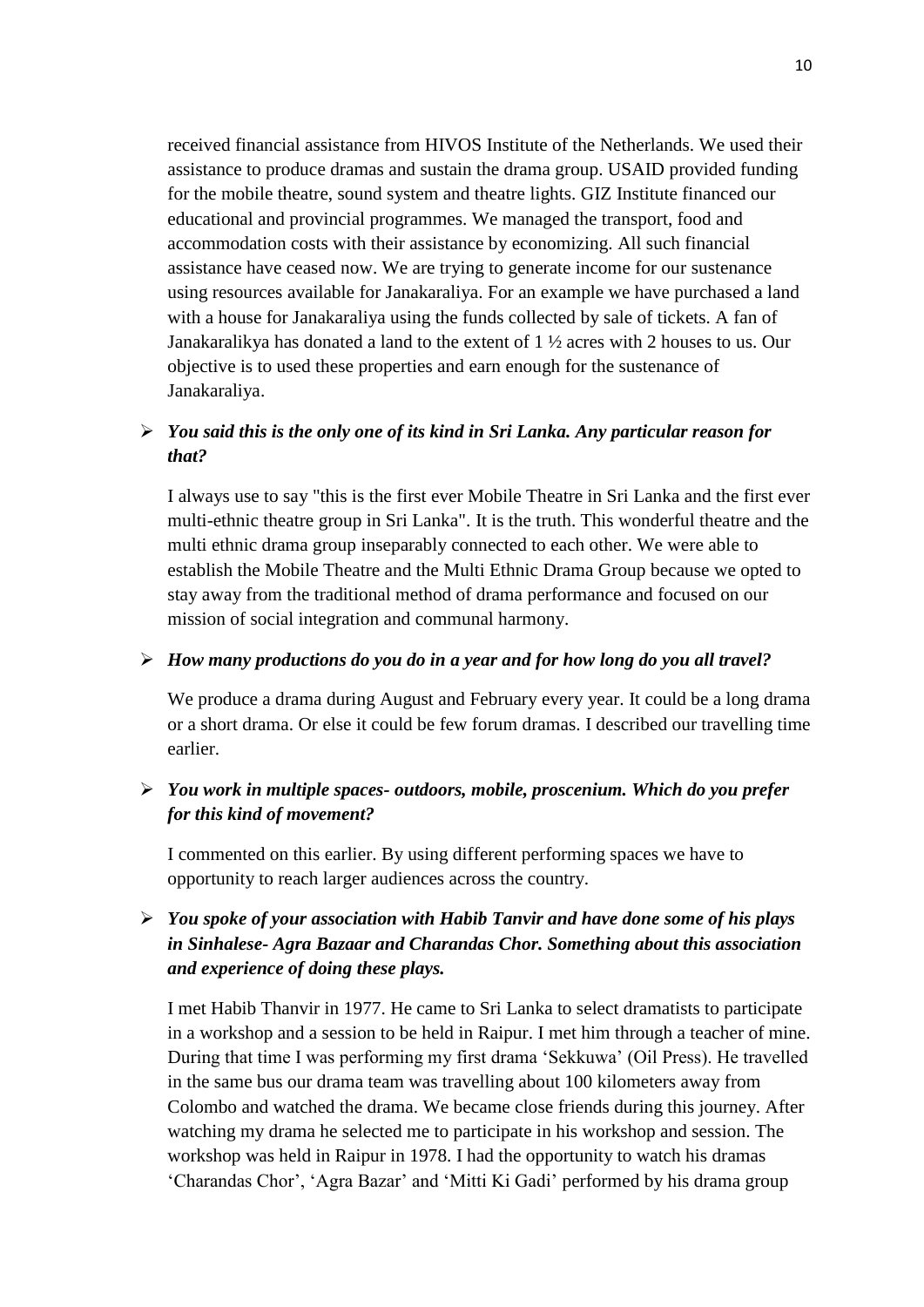received financial assistance from HIVOS Institute of the Netherlands. We used their assistance to produce dramas and sustain the drama group. USAID provided funding for the mobile theatre, sound system and theatre lights. GIZ Institute financed our educational and provincial programmes. We managed the transport, food and accommodation costs with their assistance by economizing. All such financial assistance have ceased now. We are trying to generate income for our sustenance using resources available for Janakaraliya. For an example we have purchased a land with a house for Janakaraliya using the funds collected by sale of tickets. A fan of Janakaralikya has donated a land to the extent of 1 ½ acres with 2 houses to us. Our objective is to used these properties and earn enough for the sustenance of Janakaraliya.

- ***You said this is the only one of its kind in Sri Lanka. Any particular reason for that?***

  I always use to say "this is the first ever Mobile Theatre in Sri Lanka and the first ever multi-ethnic theatre group in Sri Lanka". It is the truth. This wonderful theatre and the multi ethnic drama group inseparably connected to each other. We were able to establish the Mobile Theatre and the Multi Ethnic Drama Group because we opted to stay away from the traditional method of drama performance and focused on our mission of social integration and communal harmony.

- ***How many productions do you do in a year and for how long do you all travel?***

  We produce a drama during August and February every year. It could be a long drama or a short drama. Or else it could be few forum dramas. I described our travelling time earlier.

- ***You work in multiple spaces- outdoors, mobile, proscenium. Which do you prefer for this kind of movement?***

  I commented on this earlier. By using different performing spaces we have to opportunity to reach larger audiences across the country.

- ***You spoke of your association with Habib Tanvir and have done some of his plays in Sinhalese- Agra Bazaar and Charandas Chor. Something about this association and experience of doing these plays.***

  I met Habib Thanvir in 1977. He came to Sri Lanka to select dramatists to participate in a workshop and a session to be held in Raipur. I met him through a teacher of mine. During that time I was performing my first drama 'Sekkuwa' (Oil Press). He travelled in the same bus our drama team was travelling about 100 kilometers away from Colombo and watched the drama. We became close friends during this journey. After watching my drama he selected me to participate in his workshop and session. The workshop was held in Raipur in 1978. I had the opportunity to watch his dramas 'Charandas Chor', 'Agra Bazar' and 'Mitti Ki Gadi' performed by his drama group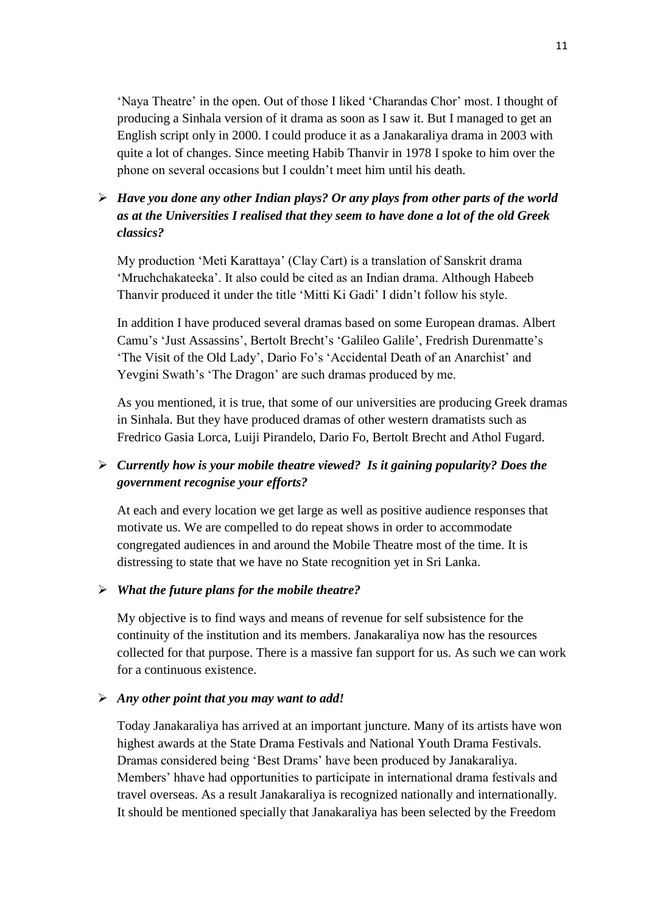'Naya Theatre' in the open. Out of those I liked 'Charandas Chor' most. I thought of producing a Sinhala version of it drama as soon as I saw it. But I managed to get an English script only in 2000. I could produce it as a Janakaraliya drama in 2003 with quite a lot of changes. Since meeting Habib Thanvir in 1978 I spoke to him over the phone on several occasions but I couldn't meet him until his death.

- ***Have you done any other Indian plays? Or any plays from other parts of the world as at the Universities I realised that they seem to have done a lot of the old Greek classics?***

  My production 'Meti Karattaya' (Clay Cart) is a translation of Sanskrit drama 'Mruchchakateeka'. It also could be cited as an Indian drama. Although Habeeb Thanvir produced it under the title 'Mitti Ki Gadi' I didn't follow his style.

  In addition I have produced several dramas based on some European dramas. Albert Camu's 'Just Assassins', Bertolt Brecht's 'Galileo Galile', Fredrish Durenmatte's 'The Visit of the Old Lady', Dario Fo's 'Accidental Death of an Anarchist' and Yevgini Swath's 'The Dragon' are such dramas produced by me.

  As you mentioned, it is true, that some of our universities are producing Greek dramas in Sinhala. But they have produced dramas of other western dramatists such as Fredrico Gasia Lorca, Luiji Pirandelo, Dario Fo, Bertolt Brecht and Athol Fugard.

- ***Currently how is your mobile theatre viewed? Is it gaining popularity? Does the government recognise your efforts?***

  At each and every location we get large as well as positive audience responses that motivate us. We are compelled to do repeat shows in order to accommodate congregated audiences in and around the Mobile Theatre most of the time. It is distressing to state that we have no State recognition yet in Sri Lanka.

- ***What the future plans for the mobile theatre?***

  My objective is to find ways and means of revenue for self subsistence for the continuity of the institution and its members. Janakaraliya now has the resources collected for that purpose. There is a massive fan support for us. As such we can work for a continuous existence.

- ***Any other point that you may want to add!***

  Today Janakaraliya has arrived at an important juncture. Many of its artists have won highest awards at the State Drama Festivals and National Youth Drama Festivals. Dramas considered being 'Best Drams' have been produced by Janakaraliya. Members' hhave had opportunities to participate in international drama festivals and travel overseas. As a result Janakaraliya is recognized nationally and internationally. It should be mentioned specially that Janakaraliya has been selected by the Freedom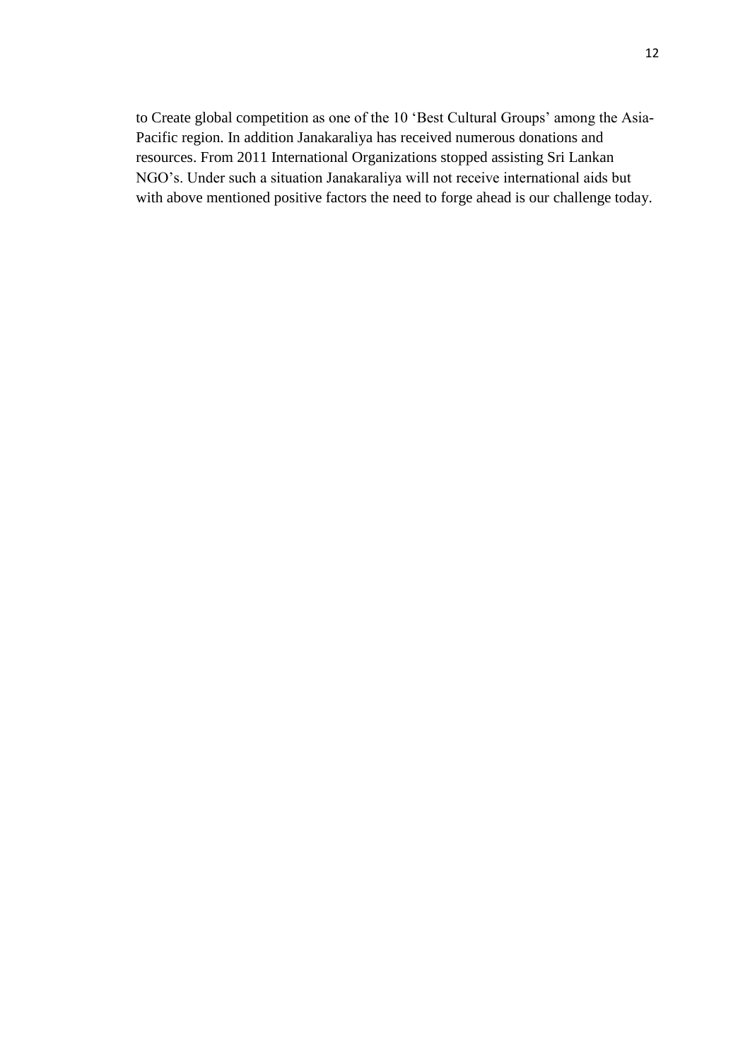to Create global competition as one of the 10 'Best Cultural Groups' among the Asia-Pacific region. In addition Janakaraliya has received numerous donations and resources. From 2011 International Organizations stopped assisting Sri Lankan NGO's. Under such a situation Janakaraliya will not receive international aids but with above mentioned positive factors the need to forge ahead is our challenge today.